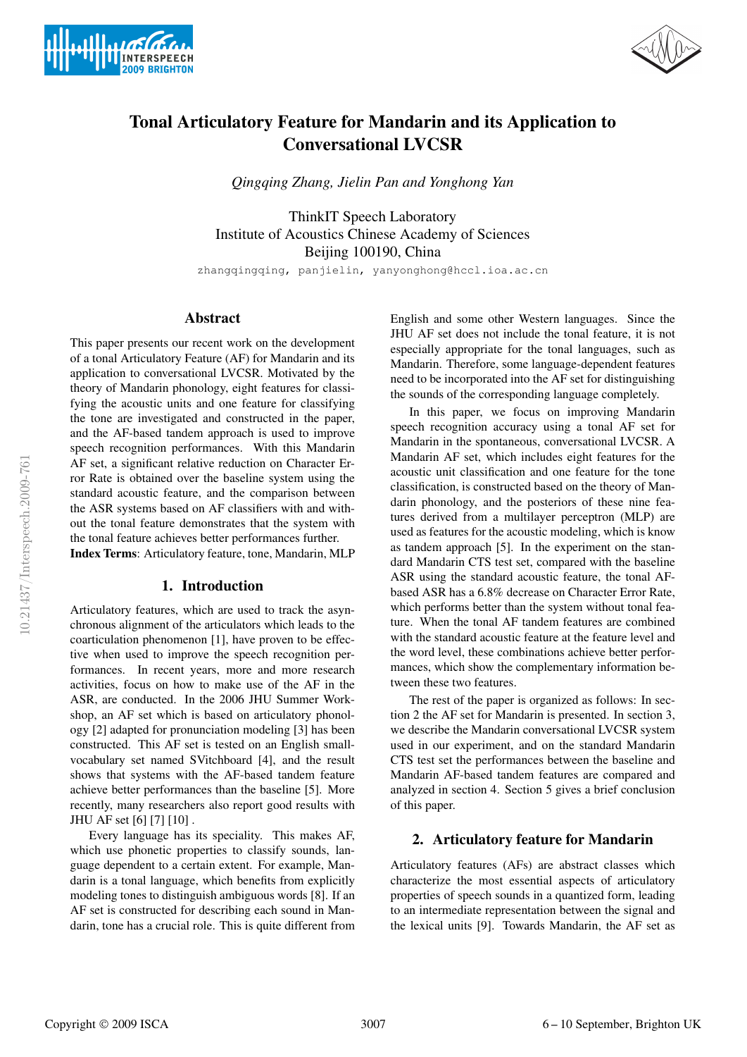# Tonal Articulatory Feature for Mandarin and its Application to Conversational LVCSR

*Qingqing Zhang, Jielin Pan and Yonghong Yan*

ThinkIT Speech Laboratory
Institute of Acoustics Chinese Academy of Sciences
Beijing 100190, China

zhangqingqing, panjielin, yanyonghong@hccl.ioa.ac.cn

## Abstract

This paper presents our recent work on the development of a tonal Articulatory Feature (AF) for Mandarin and its application to conversational LVCSR. Motivated by the theory of Mandarin phonology, eight features for classifying the acoustic units and one feature for classifying the tone are investigated and constructed in the paper, and the AF-based tandem approach is used to improve speech recognition performances. With this Mandarin AF set, a significant relative reduction on Character Error Rate is obtained over the baseline system using the standard acoustic feature, and the comparison between the ASR systems based on AF classifiers with and without the tonal feature demonstrates that the system with the tonal feature achieves better performances further.

**Index Terms**: Articulatory feature, tone, Mandarin, MLP

## 1. Introduction

Articulatory features, which are used to track the asynchronous alignment of the articulators which leads to the coarticulation phenomenon [1], have proven to be effective when used to improve the speech recognition performances. In recent years, more and more research activities, focus on how to make use of the AF in the ASR, are conducted. In the 2006 JHU Summer Workshop, an AF set which is based on articulatory phonology [2] adapted for pronunciation modeling [3] has been constructed. This AF set is tested on an English small-vocabulary set named SVitchboard [4], and the result shows that systems with the AF-based tandem feature achieve better performances than the baseline [5]. More recently, many researchers also report good results with JHU AF set [6] [7] [10] .

Every language has its speciality. This makes AF, which use phonetic properties to classify sounds, language dependent to a certain extent. For example, Mandarin is a tonal language, which benefits from explicitly modeling tones to distinguish ambiguous words [8]. If an AF set is constructed for describing each sound in Mandarin, tone has a crucial role. This is quite different from English and some other Western languages. Since the JHU AF set does not include the tonal feature, it is not especially appropriate for the tonal languages, such as Mandarin. Therefore, some language-dependent features need to be incorporated into the AF set for distinguishing the sounds of the corresponding language completely.

In this paper, we focus on improving Mandarin speech recognition accuracy using a tonal AF set for Mandarin in the spontaneous, conversational LVCSR. A Mandarin AF set, which includes eight features for the acoustic unit classification and one feature for the tone classification, is constructed based on the theory of Mandarin phonology, and the posteriors of these nine features derived from a multilayer perceptron (MLP) are used as features for the acoustic modeling, which is know as tandem approach [5]. In the experiment on the standard Mandarin CTS test set, compared with the baseline ASR using the standard acoustic feature, the tonal AF-based ASR has a 6.8% decrease on Character Error Rate, which performs better than the system without tonal feature. When the tonal AF tandem features are combined with the standard acoustic feature at the feature level and the word level, these combinations achieve better performances, which show the complementary information between these two features.

The rest of the paper is organized as follows: In section 2 the AF set for Mandarin is presented. In section 3, we describe the Mandarin conversational LVCSR system used in our experiment, and on the standard Mandarin CTS test set the performances between the baseline and Mandarin AF-based tandem features are compared and analyzed in section 4. Section 5 gives a brief conclusion of this paper.

## 2. Articulatory feature for Mandarin

Articulatory features (AFs) are abstract classes which characterize the most essential aspects of articulatory properties of speech sounds in a quantized form, leading to an intermediate representation between the signal and the lexical units [9]. Towards Mandarin, the AF set as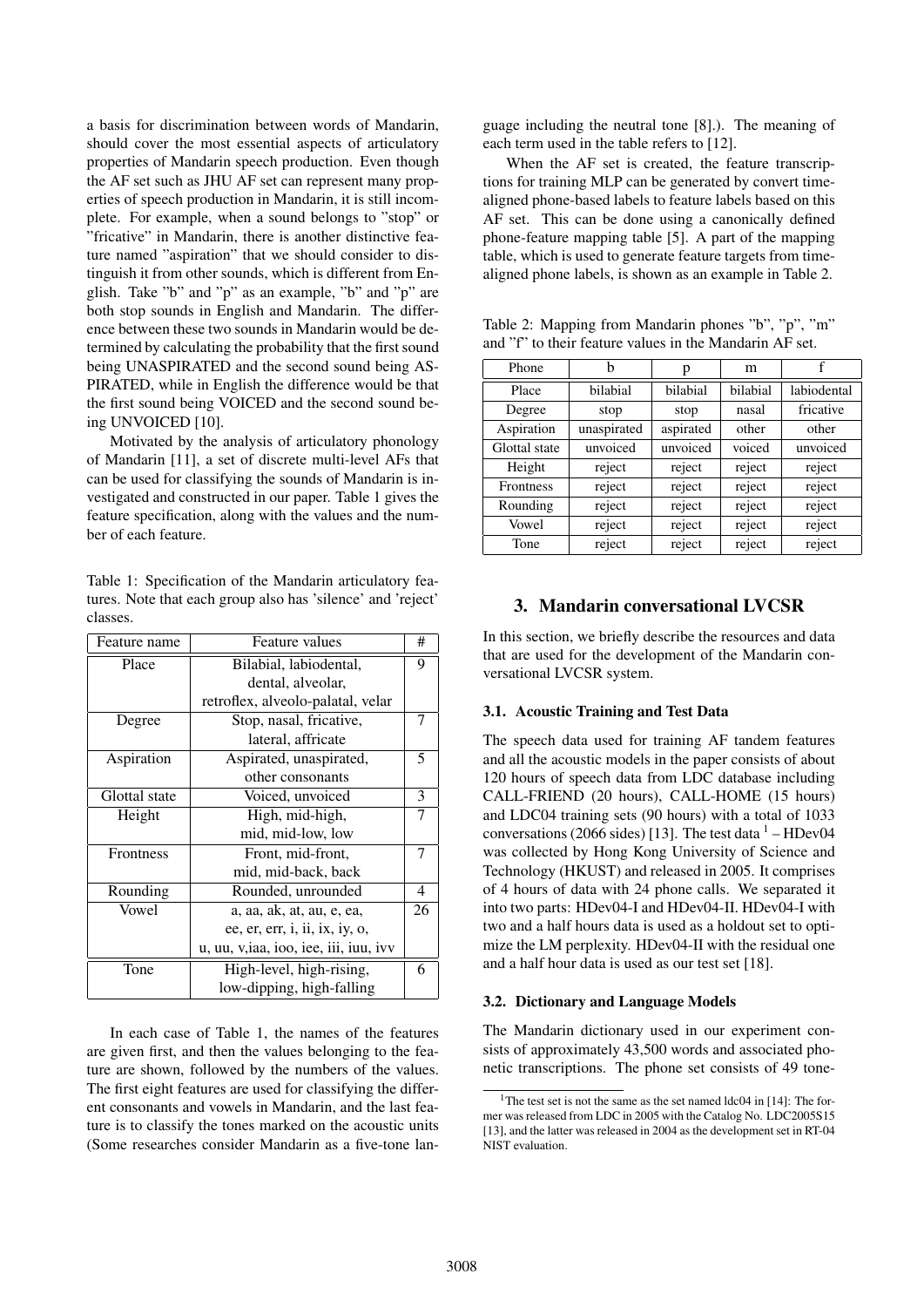a basis for discrimination between words of Mandarin, should cover the most essential aspects of articulatory properties of Mandarin speech production. Even though the AF set such as JHU AF set can represent many properties of speech production in Mandarin, it is still incomplete. For example, when a sound belongs to "stop" or "fricative" in Mandarin, there is another distinctive feature named "aspiration" that we should consider to distinguish it from other sounds, which is different from English. Take "b" and "p" as an example, "b" and "p" are both stop sounds in English and Mandarin. The difference between these two sounds in Mandarin would be determined by calculating the probability that the first sound being UNASPIRATED and the second sound being ASPIRATED, while in English the difference would be that the first sound being VOICED and the second sound being UNVOICED [10].

Motivated by the analysis of articulatory phonology of Mandarin [11], a set of discrete multi-level AFs that can be used for classifying the sounds of Mandarin is investigated and constructed in our paper. Table 1 gives the feature specification, along with the values and the number of each feature.

Table 1: Specification of the Mandarin articulatory features. Note that each group also has 'silence' and 'reject' classes.

| Feature name | Feature values | # |
|---|---|---|
| Place | Bilabial, labiodental, dental, alveolar, retroflex, alveolo-palatal, velar | 9 |
| Degree | Stop, nasal, fricative, lateral, affricate | 7 |
| Aspiration | Aspirated, unaspirated, other consonants | 5 |
| Glottal state | Voiced, unvoiced | 3 |
| Height | High, mid-high, mid, mid-low, low | 7 |
| Frontness | Front, mid-front, mid, mid-back, back | 7 |
| Rounding | Rounded, unrounded | 4 |
| Vowel | a, aa, ak, at, au, e, ea, ee, er, err, i, ii, ix, iy, o, u, uu, v,iaa, ioo, iee, iii, iuu, ivv | 26 |
| Tone | High-level, high-rising, low-dipping, high-falling | 6 |

In each case of Table 1, the names of the features are given first, and then the values belonging to the feature are shown, followed by the numbers of the values. The first eight features are used for classifying the different consonants and vowels in Mandarin, and the last feature is to classify the tones marked on the acoustic units (Some researches consider Mandarin as a five-tone language including the neutral tone [8].). The meaning of each term used in the table refers to [12].

When the AF set is created, the feature transcriptions for training MLP can be generated by convert time-aligned phone-based labels to feature labels based on this AF set. This can be done using a canonically defined phone-feature mapping table [5]. A part of the mapping table, which is used to generate feature targets from time-aligned phone labels, is shown as an example in Table 2.

Table 2: Mapping from Mandarin phones "b", "p", "m" and "f" to their feature values in the Mandarin AF set.

| Phone | b | p | m | f |
|---|---|---|---|---|
| Place | bilabial | bilabial | bilabial | labiodental |
| Degree | stop | stop | nasal | fricative |
| Aspiration | unaspirated | aspirated | other | other |
| Glottal state | unvoiced | unvoiced | voiced | unvoiced |
| Height | reject | reject | reject | reject |
| Frontness | reject | reject | reject | reject |
| Rounding | reject | reject | reject | reject |
| Vowel | reject | reject | reject | reject |
| Tone | reject | reject | reject | reject |

## 3. Mandarin conversational LVCSR

In this section, we briefly describe the resources and data that are used for the development of the Mandarin conversational LVCSR system.

### 3.1. Acoustic Training and Test Data

The speech data used for training AF tandem features and all the acoustic models in the paper consists of about 120 hours of speech data from LDC database including CALL-FRIEND (20 hours), CALL-HOME (15 hours) and LDC04 training sets (90 hours) with a total of 1033 conversations (2066 sides) [13]. The test data [1] – HDev04 was collected by Hong Kong University of Science and Technology (HKUST) and released in 2005. It comprises of 4 hours of data with 24 phone calls. We separated it into two parts: HDev04-I and HDev04-II. HDev04-I with two and a half hours data is used as a holdout set to optimize the LM perplexity. HDev04-II with the residual one and a half hour data is used as our test set [18].

### 3.2. Dictionary and Language Models

The Mandarin dictionary used in our experiment consists of approximately 43,500 words and associated phonetic transcriptions. The phone set consists of 49 tone-

[1] The test set is not the same as the set named ldc04 in [14]: The former was released from LDC in 2005 with the Catalog No. LDC2005S15 [13], and the latter was released in 2004 as the development set in RT-04 NIST evaluation.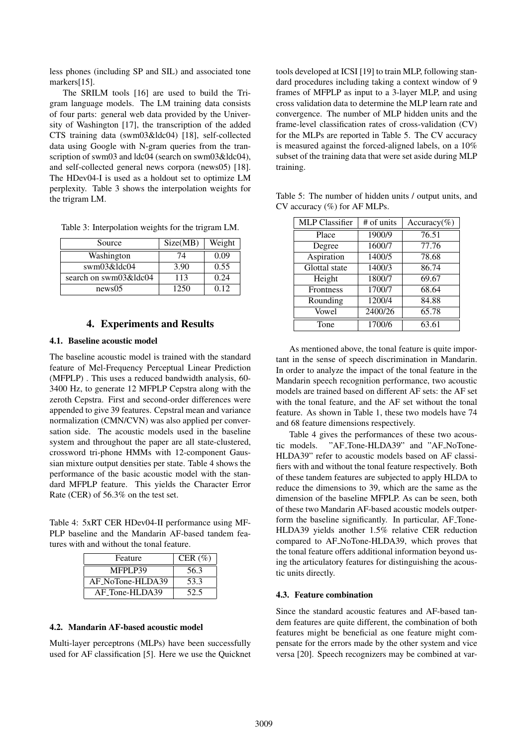less phones (including SP and SIL) and associated tone markers[15].

The SRILM tools [16] are used to build the Trigram language models. The LM training data consists of four parts: general web data provided by the University of Washington [17], the transcription of the added CTS training data (swm03&ldc04) [18], self-collected data using Google with N-gram queries from the transcription of swm03 and ldc04 (search on swm03&ldc04), and self-collected general news corpora (news05) [18]. The HDev04-I is used as a holdout set to optimize LM perplexity. Table 3 shows the interpolation weights for the trigram LM.

Table 3: Interpolation weights for the trigram LM.

| Source | Size(MB) | Weight |
|---|---|---|
| Washington | 74 | 0.09 |
| swm03&ldc04 | 3.90 | 0.55 |
| search on swm03&ldc04 | 113 | 0.24 |
| news05 | 1250 | 0.12 |

## 4. Experiments and Results

### 4.1. Baseline acoustic model

The baseline acoustic model is trained with the standard feature of Mel-Frequency Perceptual Linear Prediction (MFPLP) . This uses a reduced bandwidth analysis, 60-3400 Hz, to generate 12 MFPLP Cepstra along with the zeroth Cepstra. First and second-order differences were appended to give 39 features. Cepstral mean and variance normalization (CMN/CVN) was also applied per conversation side. The acoustic models used in the baseline system and throughout the paper are all state-clustered, crossword tri-phone HMMs with 12-component Gaussian mixture output densities per state. Table 4 shows the performance of the basic acoustic model with the standard MFPLP feature. This yields the Character Error Rate (CER) of 56.3% on the test set.

Table 4: 5xRT CER HDev04-II performance using MFPLP baseline and the Mandarin AF-based tandem features with and without the tonal feature.

| Feature | CER (%) |
|---|---|
| MFPLP39 | 56.3 |
| AF_NoTone-HLDA39 | 53.3 |
| AF_Tone-HLDA39 | 52.5 |

### 4.2. Mandarin AF-based acoustic model

Multi-layer perceptrons (MLPs) have been successfully used for AF classification [5]. Here we use the Quicknet tools developed at ICSI [19] to train MLP, following standard procedures including taking a context window of 9 frames of MFPLP as input to a 3-layer MLP, and using cross validation data to determine the MLP learn rate and convergence. The number of MLP hidden units and the frame-level classification rates of cross-validation (CV) for the MLPs are reported in Table 5. The CV accuracy is measured against the forced-aligned labels, on a 10% subset of the training data that were set aside during MLP training.

Table 5: The number of hidden units / output units, and CV accuracy (%) for AF MLPs.

| MLP Classifier | # of units | Accuracy(%) |
|---|---|---|
| Place | 1900/9 | 76.51 |
| Degree | 1600/7 | 77.76 |
| Aspiration | 1400/5 | 78.68 |
| Glottal state | 1400/3 | 86.74 |
| Height | 1800/7 | 69.67 |
| Frontness | 1700/7 | 68.64 |
| Rounding | 1200/4 | 84.88 |
| Vowel | 2400/26 | 65.78 |
| Tone | 1700/6 | 63.61 |

As mentioned above, the tonal feature is quite important in the sense of speech discrimination in Mandarin. In order to analyze the impact of the tonal feature in the Mandarin speech recognition performance, two acoustic models are trained based on different AF sets: the AF set with the tonal feature, and the AF set without the tonal feature. As shown in Table 1, these two models have 74 and 68 feature dimensions respectively.

Table 4 gives the performances of these two acoustic models. "AF_Tone-HLDA39" and "AF_NoTone-HLDA39" refer to acoustic models based on AF classifiers with and without the tonal feature respectively. Both of these tandem features are subjected to apply HLDA to reduce the dimensions to 39, which are the same as the dimension of the baseline MFPLP. As can be seen, both of these two Mandarin AF-based acoustic models outperform the baseline significantly. In particular, AF_Tone-HLDA39 yields another 1.5% relative CER reduction compared to AF_NoTone-HLDA39, which proves that the tonal feature offers additional information beyond using the articulatory features for distinguishing the acoustic units directly.

### 4.3. Feature combination

Since the standard acoustic features and AF-based tandem features are quite different, the combination of both features might be beneficial as one feature might compensate for the errors made by the other system and vice versa [20]. Speech recognizers may be combined at var-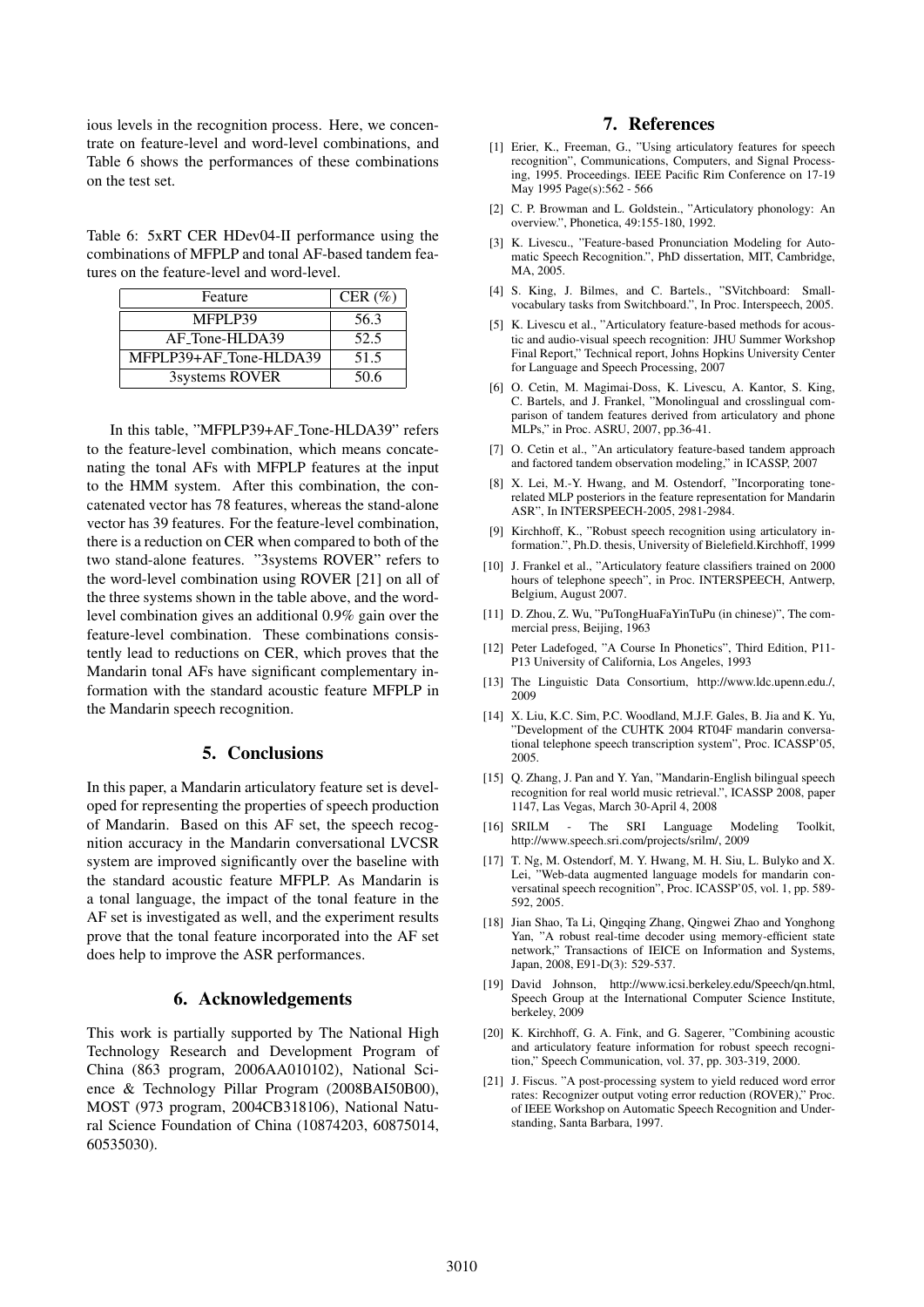ious levels in the recognition process. Here, we concentrate on feature-level and word-level combinations, and Table 6 shows the performances of these combinations on the test set.

Table 6: 5xRT CER HDev04-II performance using the combinations of MFPLP and tonal AF-based tandem features on the feature-level and word-level.

| Feature | CER (%) |
|---|---|
| MFPLP39 | 56.3 |
| AF_Tone-HLDA39 | 52.5 |
| MFPLP39+AF_Tone-HLDA39 | 51.5 |
| 3systems ROVER | 50.6 |

In this table, "MFPLP39+AF_Tone-HLDA39" refers to the feature-level combination, which means concatenating the tonal AFs with MFPLP features at the input to the HMM system. After this combination, the concatenated vector has 78 features, whereas the stand-alone vector has 39 features. For the feature-level combination, there is a reduction on CER when compared to both of the two stand-alone features. "3systems ROVER" refers to the word-level combination using ROVER [21] on all of the three systems shown in the table above, and the word-level combination gives an additional 0.9% gain over the feature-level combination. These combinations consistently lead to reductions on CER, which proves that the Mandarin tonal AFs have significant complementary information with the standard acoustic feature MFPLP in the Mandarin speech recognition.

## 5. Conclusions

In this paper, a Mandarin articulatory feature set is developed for representing the properties of speech production of Mandarin. Based on this AF set, the speech recognition accuracy in the Mandarin conversational LVCSR system are improved significantly over the baseline with the standard acoustic feature MFPLP. As Mandarin is a tonal language, the impact of the tonal feature in the AF set is investigated as well, and the experiment results prove that the tonal feature incorporated into the AF set does help to improve the ASR performances.

## 6. Acknowledgements

This work is partially supported by The National High Technology Research and Development Program of China (863 program, 2006AA010102), National Science & Technology Pillar Program (2008BAI50B00), MOST (973 program, 2004CB318106), National Natural Science Foundation of China (10874203, 60875014, 60535030).

## 7. References

[1] Erier, K., Freeman, G., "Using articulatory features for speech recognition", Communications, Computers, and Signal Processing, 1995. Proceedings. IEEE Pacific Rim Conference on 17-19 May 1995 Page(s):562 - 566

[2] C. P. Browman and L. Goldstein., "Articulatory phonology: An overview.", Phonetica, 49:155-180, 1992.

[3] K. Livescu., "Feature-based Pronunciation Modeling for Automatic Speech Recognition.", PhD dissertation, MIT, Cambridge, MA, 2005.

[4] S. King, J. Bilmes, and C. Bartels., "SVitchboard: Small-vocabulary tasks from Switchboard.", In Proc. Interspeech, 2005.

[5] K. Livescu et al., "Articulatory feature-based methods for acoustic and audio-visual speech recognition: JHU Summer Workshop Final Report," Technical report, Johns Hopkins University Center for Language and Speech Processing, 2007

[6] O. Cetin, M. Magimai-Doss, K. Livescu, A. Kantor, S. King, C. Bartels, and J. Frankel, "Monolingual and crosslingual comparison of tandem features derived from articulatory and phone MLPs," in Proc. ASRU, 2007, pp.36-41.

[7] O. Cetin et al., "An articulatory feature-based tandem approach and factored tandem observation modeling," in ICASSP, 2007

[8] X. Lei, M.-Y. Hwang, and M. Ostendorf, "Incorporating tone-related MLP posteriors in the feature representation for Mandarin ASR", In INTERSPEECH-2005, 2981-2984.

[9] Kirchhoff, K., "Robust speech recognition using articulatory information.", Ph.D. thesis, University of Bielefield.Kirchhoff, 1999

[10] J. Frankel et al., "Articulatory feature classifiers trained on 2000 hours of telephone speech", in Proc. INTERSPEECH, Antwerp, Belgium, August 2007.

[11] D. Zhou, Z. Wu, "PuTongHuaFaYinTuPu (in chinese)", The commercial press, Beijing, 1963

[12] Peter Ladefoged, "A Course In Phonetics", Third Edition, P11-P13 University of California, Los Angeles, 1993

[13] The Linguistic Data Consortium, http://www.ldc.upenn.edu./, 2009

[14] X. Liu, K.C. Sim, P.C. Woodland, M.J.F. Gales, B. Jia and K. Yu, "Development of the CUHTK 2004 RT04F mandarin conversational telephone speech transcription system", Proc. ICASSP'05, 2005.

[15] Q. Zhang, J. Pan and Y. Yan, "Mandarin-English bilingual speech recognition for real world music retrieval.", ICASSP 2008, paper 1147, Las Vegas, March 30-April 4, 2008

[16] SRILM - The SRI Language Modeling Toolkit, http://www.speech.sri.com/projects/srilm/, 2009

[17] T. Ng, M. Ostendorf, M. Y. Hwang, M. H. Siu, L. Bulyko and X. Lei, "Web-data augmented language models for mandarin conversatinal speech recognition", Proc. ICASSP'05, vol. 1, pp. 589-592, 2005.

[18] Jian Shao, Ta Li, Qingqing Zhang, Qingwei Zhao and Yonghong Yan, "A robust real-time decoder using memory-efficient state network," Transactions of IEICE on Information and Systems, Japan, 2008, E91-D(3): 529-537.

[19] David Johnson, http://www.icsi.berkeley.edu/Speech/qn.html, Speech Group at the International Computer Science Institute, berkeley, 2009

[20] K. Kirchhoff, G. A. Fink, and G. Sagerer, "Combining acoustic and articulatory feature information for robust speech recognition," Speech Communication, vol. 37, pp. 303-319, 2000.

[21] J. Fiscus. "A post-processing system to yield reduced word error rates: Recognizer output voting error reduction (ROVER)," Proc. of IEEE Workshop on Automatic Speech Recognition and Understanding, Santa Barbara, 1997.